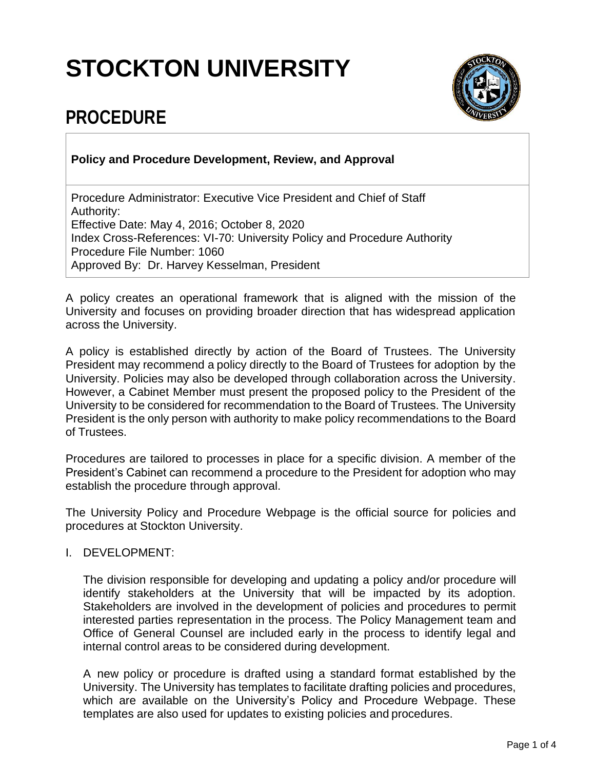# STOCKTON UNIVERSITY

## PROCEDURE

**Policy and Procedure Development, Review, and Approval**

Procedure Administrator: Executive Vice President and Chief of Staff
Authority:
Effective Date: May 4, 2016; October 8, 2020
Index Cross-References: VI-70: University Policy and Procedure Authority
Procedure File Number: 1060
Approved By: Dr. Harvey Kesselman, President

A policy creates an operational framework that is aligned with the mission of the University and focuses on providing broader direction that has widespread application across the University.

A policy is established directly by action of the Board of Trustees. The University President may recommend a policy directly to the Board of Trustees for adoption by the University. Policies may also be developed through collaboration across the University. However, a Cabinet Member must present the proposed policy to the President of the University to be considered for recommendation to the Board of Trustees. The University President is the only person with authority to make policy recommendations to the Board of Trustees.

Procedures are tailored to processes in place for a specific division. A member of the President's Cabinet can recommend a procedure to the President for adoption who may establish the procedure through approval.

The University Policy and Procedure Webpage is the official source for policies and procedures at Stockton University.

I. DEVELOPMENT:

The division responsible for developing and updating a policy and/or procedure will identify stakeholders at the University that will be impacted by its adoption. Stakeholders are involved in the development of policies and procedures to permit interested parties representation in the process. The Policy Management team and Office of General Counsel are included early in the process to identify legal and internal control areas to be considered during development.

A new policy or procedure is drafted using a standard format established by the University. The University has templates to facilitate drafting policies and procedures, which are available on the University's Policy and Procedure Webpage. These templates are also used for updates to existing policies and procedures.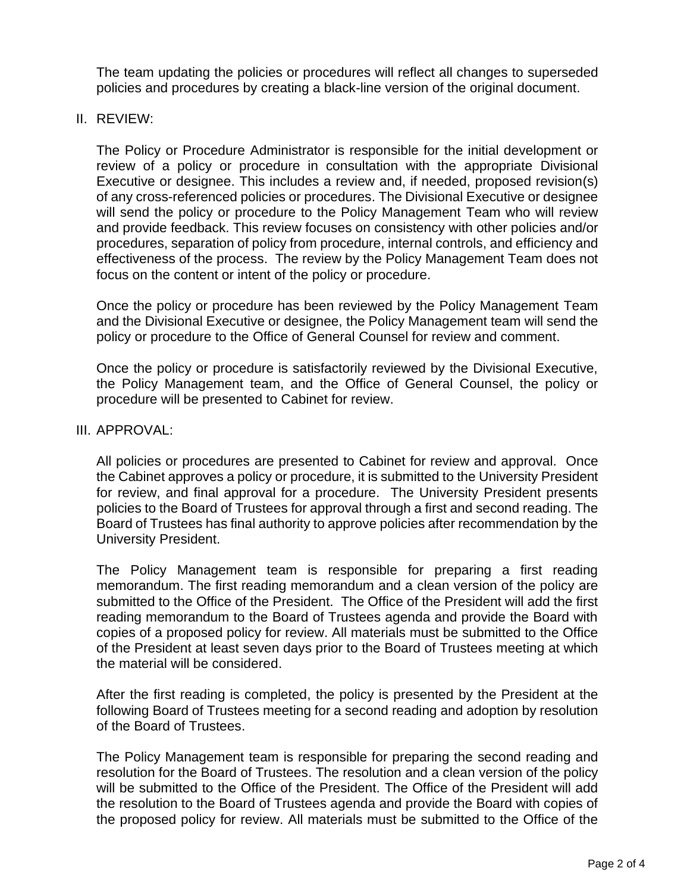The team updating the policies or procedures will reflect all changes to superseded policies and procedures by creating a black-line version of the original document.

## II. REVIEW:

The Policy or Procedure Administrator is responsible for the initial development or review of a policy or procedure in consultation with the appropriate Divisional Executive or designee. This includes a review and, if needed, proposed revision(s) of any cross-referenced policies or procedures. The Divisional Executive or designee will send the policy or procedure to the Policy Management Team who will review and provide feedback. This review focuses on consistency with other policies and/or procedures, separation of policy from procedure, internal controls, and efficiency and effectiveness of the process. The review by the Policy Management Team does not focus on the content or intent of the policy or procedure.

Once the policy or procedure has been reviewed by the Policy Management Team and the Divisional Executive or designee, the Policy Management team will send the policy or procedure to the Office of General Counsel for review and comment.

Once the policy or procedure is satisfactorily reviewed by the Divisional Executive, the Policy Management team, and the Office of General Counsel, the policy or procedure will be presented to Cabinet for review.

## III. APPROVAL:

All policies or procedures are presented to Cabinet for review and approval. Once the Cabinet approves a policy or procedure, it is submitted to the University President for review, and final approval for a procedure. The University President presents policies to the Board of Trustees for approval through a first and second reading. The Board of Trustees has final authority to approve policies after recommendation by the University President.

The Policy Management team is responsible for preparing a first reading memorandum. The first reading memorandum and a clean version of the policy are submitted to the Office of the President. The Office of the President will add the first reading memorandum to the Board of Trustees agenda and provide the Board with copies of a proposed policy for review. All materials must be submitted to the Office of the President at least seven days prior to the Board of Trustees meeting at which the material will be considered.

After the first reading is completed, the policy is presented by the President at the following Board of Trustees meeting for a second reading and adoption by resolution of the Board of Trustees.

The Policy Management team is responsible for preparing the second reading and resolution for the Board of Trustees. The resolution and a clean version of the policy will be submitted to the Office of the President. The Office of the President will add the resolution to the Board of Trustees agenda and provide the Board with copies of the proposed policy for review. All materials must be submitted to the Office of the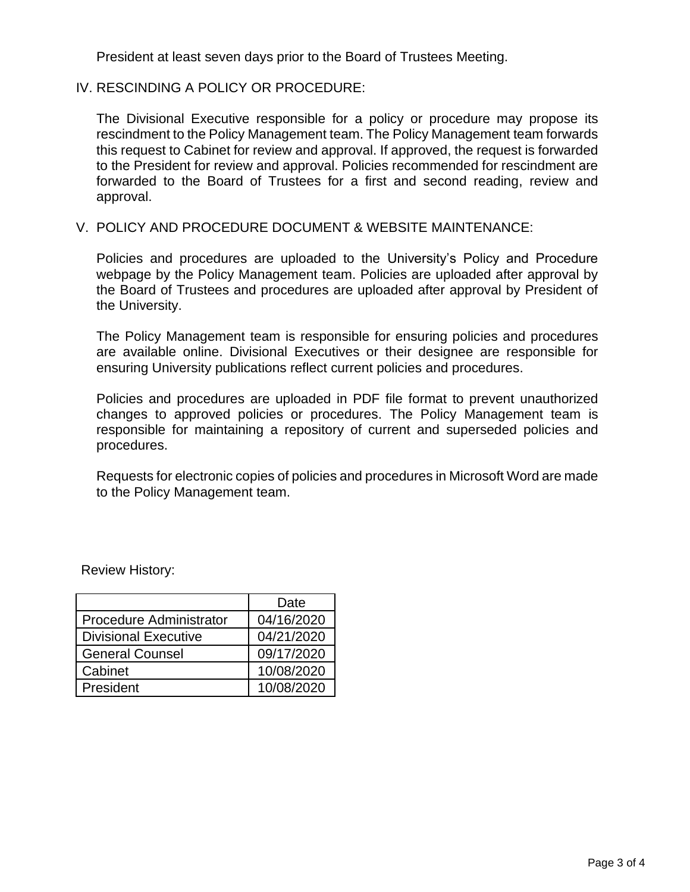President at least seven days prior to the Board of Trustees Meeting.

## IV. RESCINDING A POLICY OR PROCEDURE:

The Divisional Executive responsible for a policy or procedure may propose its rescindment to the Policy Management team. The Policy Management team forwards this request to Cabinet for review and approval. If approved, the request is forwarded to the President for review and approval. Policies recommended for rescindment are forwarded to the Board of Trustees for a first and second reading, review and approval.

## V. POLICY AND PROCEDURE DOCUMENT & WEBSITE MAINTENANCE:

Policies and procedures are uploaded to the University's Policy and Procedure webpage by the Policy Management team. Policies are uploaded after approval by the Board of Trustees and procedures are uploaded after approval by President of the University.

The Policy Management team is responsible for ensuring policies and procedures are available online. Divisional Executives or their designee are responsible for ensuring University publications reflect current policies and procedures.

Policies and procedures are uploaded in PDF file format to prevent unauthorized changes to approved policies or procedures. The Policy Management team is responsible for maintaining a repository of current and superseded policies and procedures.

Requests for electronic copies of policies and procedures in Microsoft Word are made to the Policy Management team.

Review History:

| | Date |
|---|---|
| Procedure Administrator | 04/16/2020 |
| Divisional Executive | 04/21/2020 |
| General Counsel | 09/17/2020 |
| Cabinet | 10/08/2020 |
| President | 10/08/2020 |